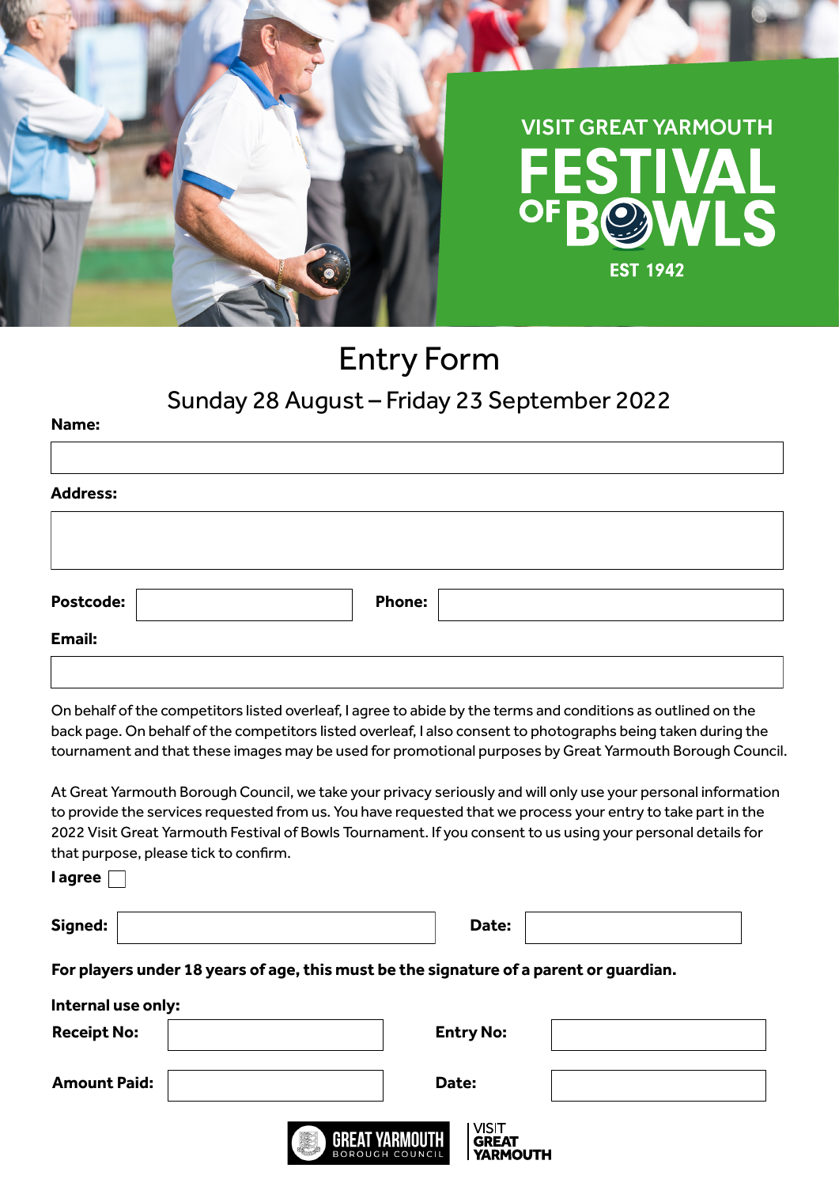VISIT GREAT YARMOUTH

# FESTIVAL OF BOWLS

EST 1942

## Entry Form

### Sunday 28 August – Friday 23 September 2022

**Name:**

**Address:**

**Postcode:** **Phone:**

**Email:**

On behalf of the competitors listed overleaf, I agree to abide by the terms and conditions as outlined on the back page. On behalf of the competitors listed overleaf, I also consent to photographs being taken during the tournament and that these images may be used for promotional purposes by Great Yarmouth Borough Council.

At Great Yarmouth Borough Council, we take your privacy seriously and will only use your personal information to provide the services requested from us. You have requested that we process your entry to take part in the 2022 Visit Great Yarmouth Festival of Bowls Tournament. If you consent to us using your personal details for that purpose, please tick to confirm.

**I agree** ☐

**Signed:** **Date:**

**For players under 18 years of age, this must be the signature of a parent or guardian.**

**Internal use only:**

| **Receipt No:** | | **Entry No:** | |
|---|---|---|---|
| **Amount Paid:** | | **Date:** | |

GREAT YARMOUTH BOROUGH COUNCIL | VISIT GREAT YARMOUTH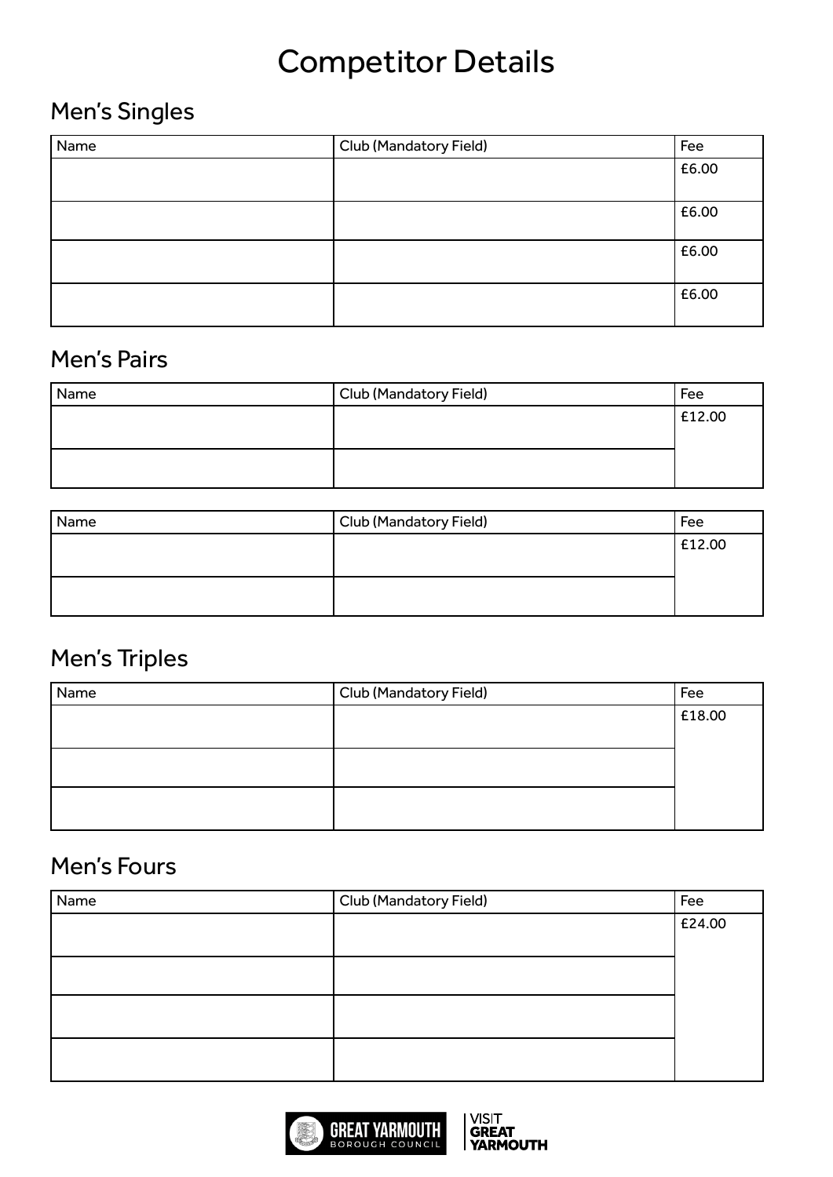# Competitor Details

## Men's Singles

| Name | Club (Mandatory Field) | Fee |
|---|---|---|
| | | £6.00 |
| | | £6.00 |
| | | £6.00 |
| | | £6.00 |

## Men's Pairs

| Name | Club (Mandatory Field) | Fee |
|---|---|---|
| | | £12.00 |
| | | |

| Name | Club (Mandatory Field) | Fee |
|---|---|---|
| | | £12.00 |
| | | |

## Men's Triples

| Name | Club (Mandatory Field) | Fee |
|---|---|---|
| | | £18.00 |
| | | |
| | | |

## Men's Fours

| Name | Club (Mandatory Field) | Fee |
|---|---|---|
| | | £24.00 |
| | | |
| | | |
| | | |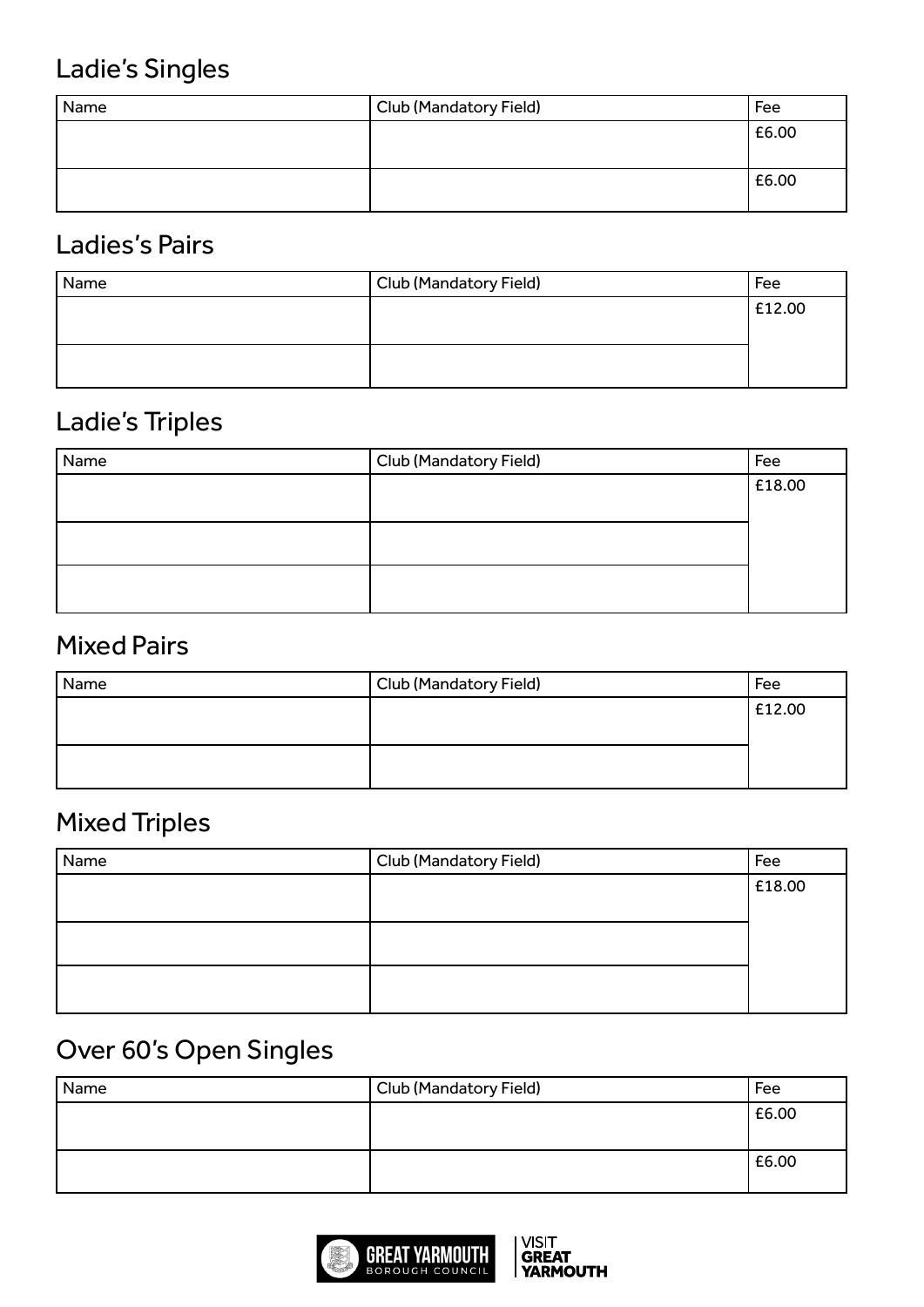## Ladie's Singles

| Name | Club (Mandatory Field) | Fee |
|---|---|---|
| | | £6.00 |
| | | £6.00 |

## Ladies's Pairs

| Name | Club (Mandatory Field) | Fee |
|---|---|---|
| | | £12.00 |
| | | |

## Ladie's Triples

| Name | Club (Mandatory Field) | Fee |
|---|---|---|
| | | £18.00 |
| | | |
| | | |

## Mixed Pairs

| Name | Club (Mandatory Field) | Fee |
|---|---|---|
| | | £12.00 |
| | | |

## Mixed Triples

| Name | Club (Mandatory Field) | Fee |
|---|---|---|
| | | £18.00 |
| | | |
| | | |

## Over 60's Open Singles

| Name | Club (Mandatory Field) | Fee |
|---|---|---|
| | | £6.00 |
| | | £6.00 |

GREAT YARMOUTH BOROUGH COUNCIL | VISIT GREAT YARMOUTH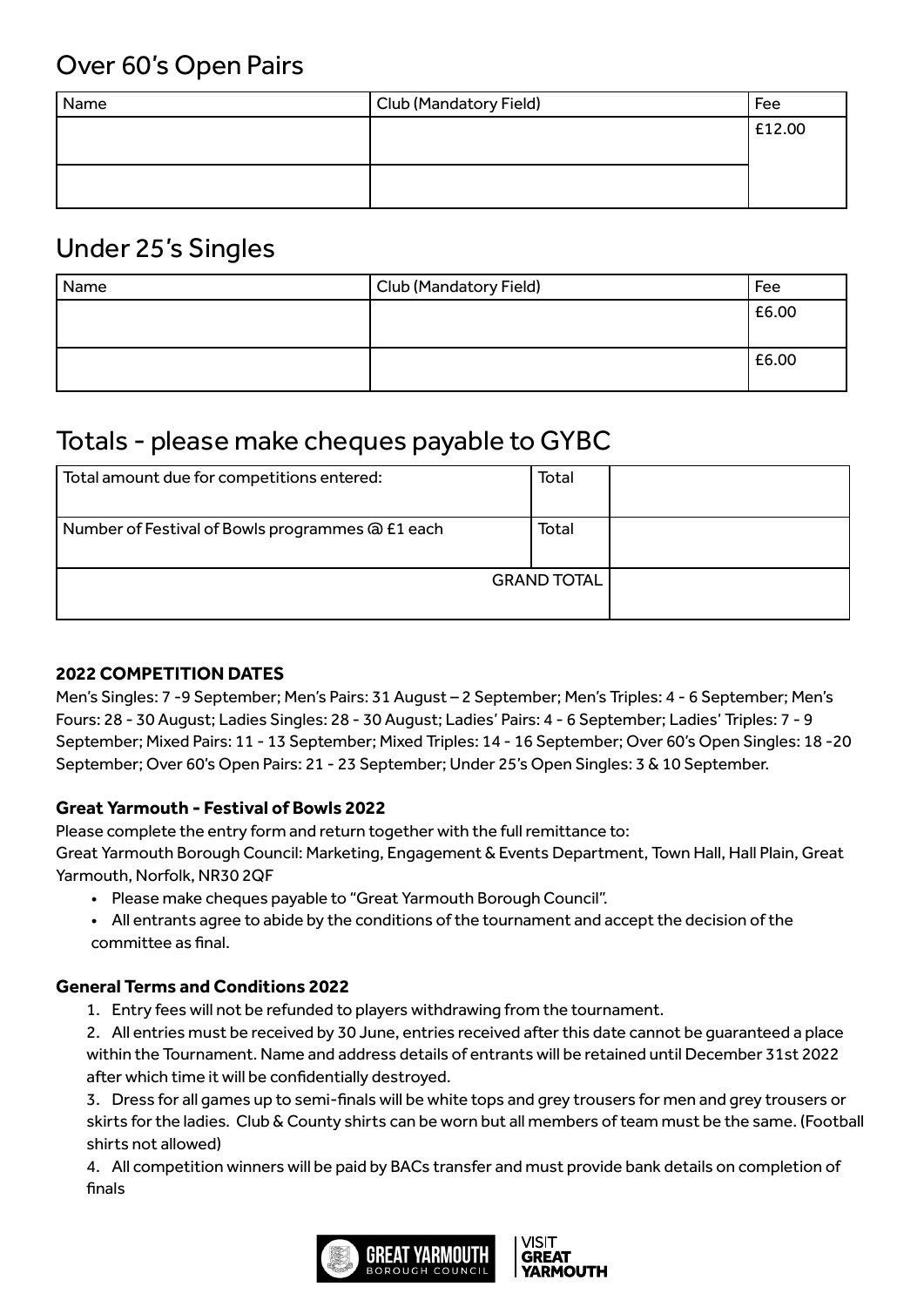## Over 60's Open Pairs

| Name | Club (Mandatory Field) | Fee |
|---|---|---|
| | | £12.00 |
| | | |

## Under 25's Singles

| Name | Club (Mandatory Field) | Fee |
|---|---|---|
| | | £6.00 |
| | | £6.00 |

## Totals - please make cheques payable to GYBC

| | | |
|---|---|---|
| Total amount due for competitions entered: | Total | |
| Number of Festival of Bowls programmes @ £1 each | Total | |
| | GRAND TOTAL | |

**2022 COMPETITION DATES**

Men's Singles: 7 -9 September; Men's Pairs: 31 August – 2 September; Men's Triples: 4 - 6 September; Men's Fours: 28 - 30 August; Ladies Singles: 28 - 30 August; Ladies' Pairs: 4 - 6 September; Ladies' Triples: 7 - 9 September; Mixed Pairs: 11 - 13 September; Mixed Triples: 14 - 16 September; Over 60's Open Singles: 18 -20 September; Over 60's Open Pairs: 21 - 23 September; Under 25's Open Singles: 3 & 10 September.

**Great Yarmouth - Festival of Bowls 2022**

Please complete the entry form and return together with the full remittance to:
Great Yarmouth Borough Council: Marketing, Engagement & Events Department, Town Hall, Hall Plain, Great Yarmouth, Norfolk, NR30 2QF

- Please make cheques payable to "Great Yarmouth Borough Council".
- All entrants agree to abide by the conditions of the tournament and accept the decision of the committee as final.

**General Terms and Conditions 2022**

1. Entry fees will not be refunded to players withdrawing from the tournament.
2. All entries must be received by 30 June, entries received after this date cannot be guaranteed a place within the Tournament. Name and address details of entrants will be retained until December 31st 2022 after which time it will be confidentially destroyed.
3. Dress for all games up to semi-finals will be white tops and grey trousers for men and grey trousers or skirts for the ladies. Club & County shirts can be worn but all members of team must be the same. (Football shirts not allowed)
4. All competition winners will be paid by BACs transfer and must provide bank details on completion of finals

GREAT YARMOUTH BOROUGH COUNCIL | VISIT GREAT YARMOUTH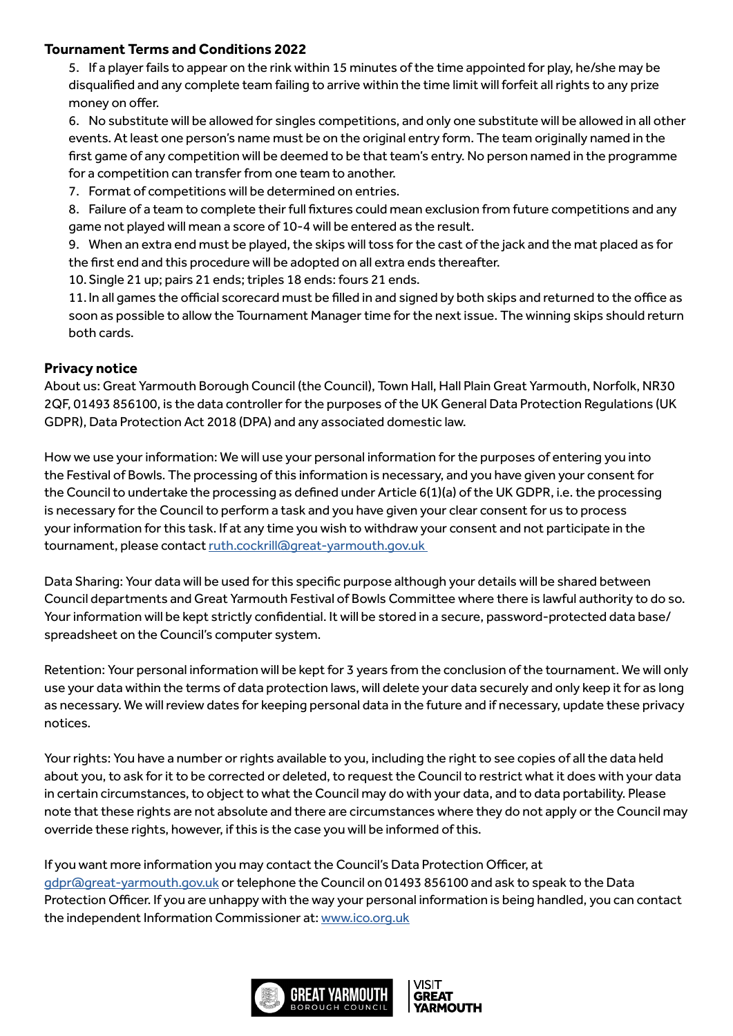## Tournament Terms and Conditions 2022

5. If a player fails to appear on the rink within 15 minutes of the time appointed for play, he/she may be disqualified and any complete team failing to arrive within the time limit will forfeit all rights to any prize money on offer.
6. No substitute will be allowed for singles competitions, and only one substitute will be allowed in all other events. At least one person's name must be on the original entry form. The team originally named in the first game of any competition will be deemed to be that team's entry. No person named in the programme for a competition can transfer from one team to another.
7. Format of competitions will be determined on entries.
8. Failure of a team to complete their full fixtures could mean exclusion from future competitions and any game not played will mean a score of 10-4 will be entered as the result.
9. When an extra end must be played, the skips will toss for the cast of the jack and the mat placed as for the first end and this procedure will be adopted on all extra ends thereafter.
10. Single 21 up; pairs 21 ends; triples 18 ends: fours 21 ends.
11. In all games the official scorecard must be filled in and signed by both skips and returned to the office as soon as possible to allow the Tournament Manager time for the next issue. The winning skips should return both cards.

## Privacy notice

About us: Great Yarmouth Borough Council (the Council), Town Hall, Hall Plain Great Yarmouth, Norfolk, NR30 2QF, 01493 856100, is the data controller for the purposes of the UK General Data Protection Regulations (UK GDPR), Data Protection Act 2018 (DPA) and any associated domestic law.

How we use your information: We will use your personal information for the purposes of entering you into the Festival of Bowls. The processing of this information is necessary, and you have given your consent for the Council to undertake the processing as defined under Article 6(1)(a) of the UK GDPR, i.e. the processing is necessary for the Council to perform a task and you have given your clear consent for us to process your information for this task. If at any time you wish to withdraw your consent and not participate in the tournament, please contact ruth.cockrill@great-yarmouth.gov.uk

Data Sharing: Your data will be used for this specific purpose although your details will be shared between Council departments and Great Yarmouth Festival of Bowls Committee where there is lawful authority to do so. Your information will be kept strictly confidential. It will be stored in a secure, password-protected data base/ spreadsheet on the Council's computer system.

Retention: Your personal information will be kept for 3 years from the conclusion of the tournament. We will only use your data within the terms of data protection laws, will delete your data securely and only keep it for as long as necessary. We will review dates for keeping personal data in the future and if necessary, update these privacy notices.

Your rights: You have a number or rights available to you, including the right to see copies of all the data held about you, to ask for it to be corrected or deleted, to request the Council to restrict what it does with your data in certain circumstances, to object to what the Council may do with your data, and to data portability. Please note that these rights are not absolute and there are circumstances where they do not apply or the Council may override these rights, however, if this is the case you will be informed of this.

If you want more information you may contact the Council's Data Protection Officer, at gdpr@great-yarmouth.gov.uk or telephone the Council on 01493 856100 and ask to speak to the Data Protection Officer. If you are unhappy with the way your personal information is being handled, you can contact the independent Information Commissioner at: www.ico.org.uk